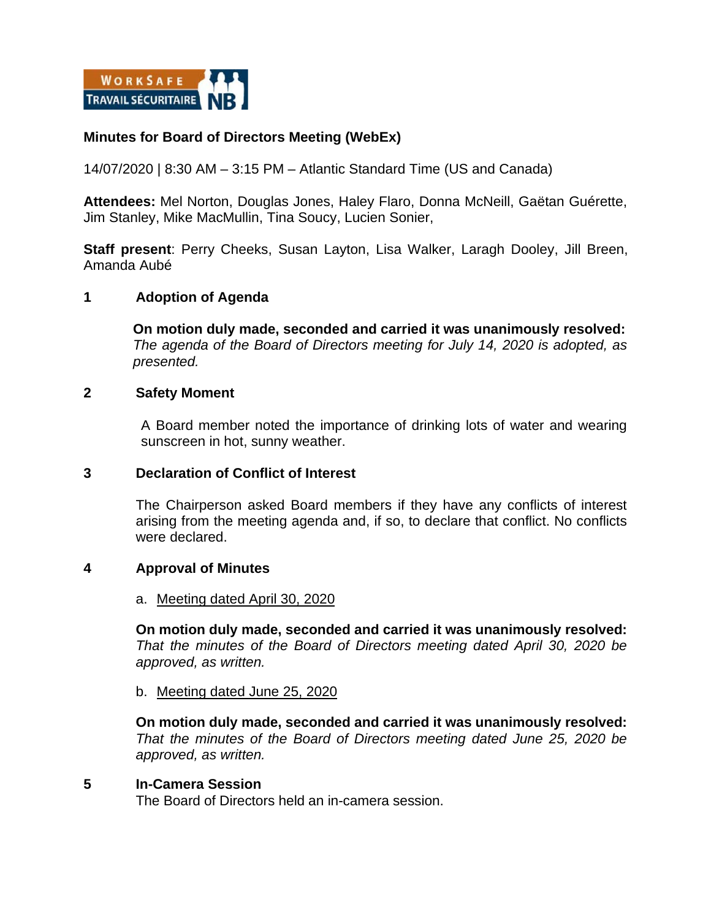**Minutes for Board of Directors Meeting (WebEx)**

14/07/2020 | 8:30 AM – 3:15 PM – Atlantic Standard Time (US and Canada)

**Attendees:** Mel Norton, Douglas Jones, Haley Flaro, Donna McNeill, Gaëtan Guérette, Jim Stanley, Mike MacMullin, Tina Soucy, Lucien Sonier,

**Staff present**: Perry Cheeks, Susan Layton, Lisa Walker, Laragh Dooley, Jill Breen, Amanda Aubé

## 1 Adoption of Agenda

**On motion duly made, seconded and carried it was unanimously resolved:** *The agenda of the Board of Directors meeting for July 14, 2020 is adopted, as presented.*

## 2 Safety Moment

A Board member noted the importance of drinking lots of water and wearing sunscreen in hot, sunny weather.

## 3 Declaration of Conflict of Interest

The Chairperson asked Board members if they have any conflicts of interest arising from the meeting agenda and, if so, to declare that conflict. No conflicts were declared.

## 4 Approval of Minutes

a. Meeting dated April 30, 2020

**On motion duly made, seconded and carried it was unanimously resolved:** *That the minutes of the Board of Directors meeting dated April 30, 2020 be approved, as written.*

b. Meeting dated June 25, 2020

**On motion duly made, seconded and carried it was unanimously resolved:** *That the minutes of the Board of Directors meeting dated June 25, 2020 be approved, as written.*

## 5 In-Camera Session

The Board of Directors held an in-camera session.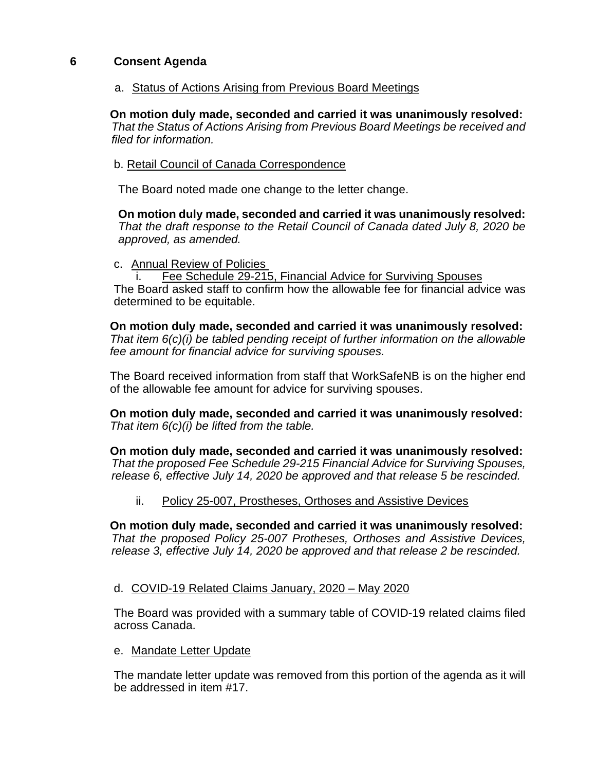## 6 Consent Agenda

a. Status of Actions Arising from Previous Board Meetings

**On motion duly made, seconded and carried it was unanimously resolved:**
*That the Status of Actions Arising from Previous Board Meetings be received and filed for information.*

b. Retail Council of Canada Correspondence

The Board noted made one change to the letter change.

**On motion duly made, seconded and carried it was unanimously resolved:**
*That the draft response to the Retail Council of Canada dated July 8, 2020 be approved, as amended.*

c. Annual Review of Policies

i. Fee Schedule 29-215, Financial Advice for Surviving Spouses

The Board asked staff to confirm how the allowable fee for financial advice was determined to be equitable.

**On motion duly made, seconded and carried it was unanimously resolved:**
*That item 6(c)(i) be tabled pending receipt of further information on the allowable fee amount for financial advice for surviving spouses.*

The Board received information from staff that WorkSafeNB is on the higher end of the allowable fee amount for advice for surviving spouses.

**On motion duly made, seconded and carried it was unanimously resolved:**
*That item 6(c)(i) be lifted from the table.*

**On motion duly made, seconded and carried it was unanimously resolved:**
*That the proposed Fee Schedule 29-215 Financial Advice for Surviving Spouses, release 6, effective July 14, 2020 be approved and that release 5 be rescinded.*

ii. Policy 25-007, Prostheses, Orthoses and Assistive Devices

**On motion duly made, seconded and carried it was unanimously resolved:**
*That the proposed Policy 25-007 Protheses, Orthoses and Assistive Devices, release 3, effective July 14, 2020 be approved and that release 2 be rescinded.*

d. COVID-19 Related Claims January, 2020 – May 2020

The Board was provided with a summary table of COVID-19 related claims filed across Canada.

e. Mandate Letter Update

The mandate letter update was removed from this portion of the agenda as it will be addressed in item #17.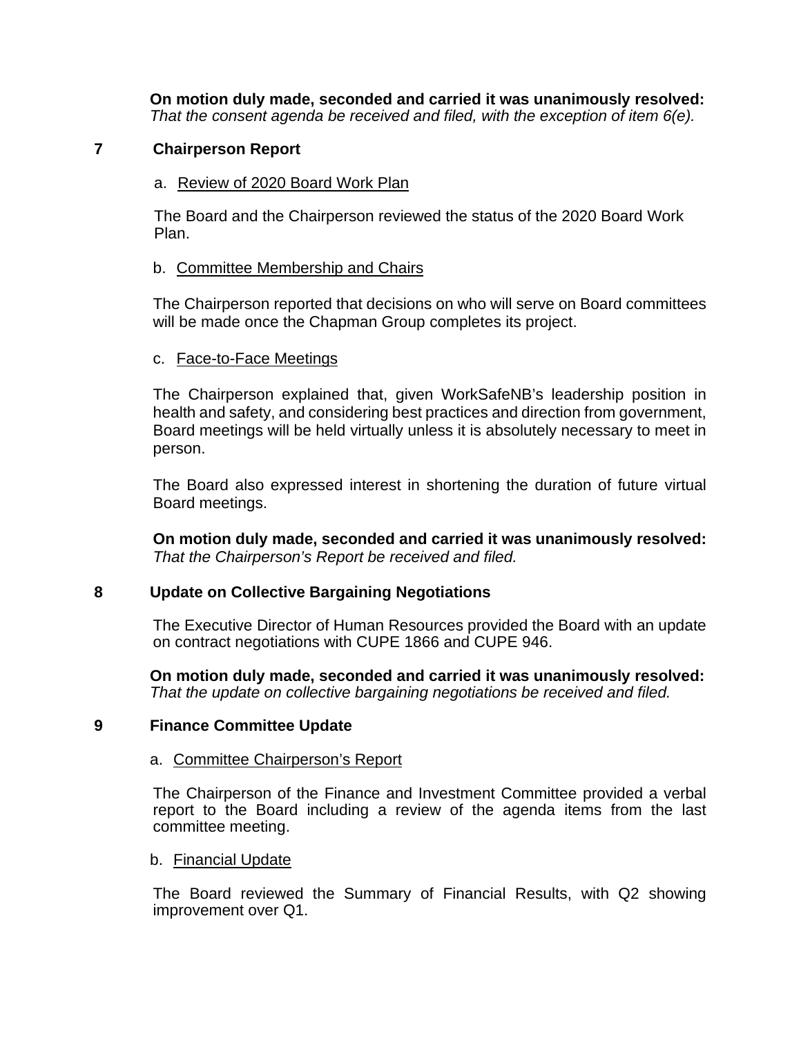**On motion duly made, seconded and carried it was unanimously resolved:**
*That the consent agenda be received and filed, with the exception of item 6(e).*

## 7 Chairperson Report

a. Review of 2020 Board Work Plan

The Board and the Chairperson reviewed the status of the 2020 Board Work Plan.

b. Committee Membership and Chairs

The Chairperson reported that decisions on who will serve on Board committees will be made once the Chapman Group completes its project.

c. Face-to-Face Meetings

The Chairperson explained that, given WorkSafeNB's leadership position in health and safety, and considering best practices and direction from government, Board meetings will be held virtually unless it is absolutely necessary to meet in person.

The Board also expressed interest in shortening the duration of future virtual Board meetings.

**On motion duly made, seconded and carried it was unanimously resolved:**
*That the Chairperson's Report be received and filed.*

## 8 Update on Collective Bargaining Negotiations

The Executive Director of Human Resources provided the Board with an update on contract negotiations with CUPE 1866 and CUPE 946.

**On motion duly made, seconded and carried it was unanimously resolved:**
*That the update on collective bargaining negotiations be received and filed.*

## 9 Finance Committee Update

a. Committee Chairperson's Report

The Chairperson of the Finance and Investment Committee provided a verbal report to the Board including a review of the agenda items from the last committee meeting.

b. Financial Update

The Board reviewed the Summary of Financial Results, with Q2 showing improvement over Q1.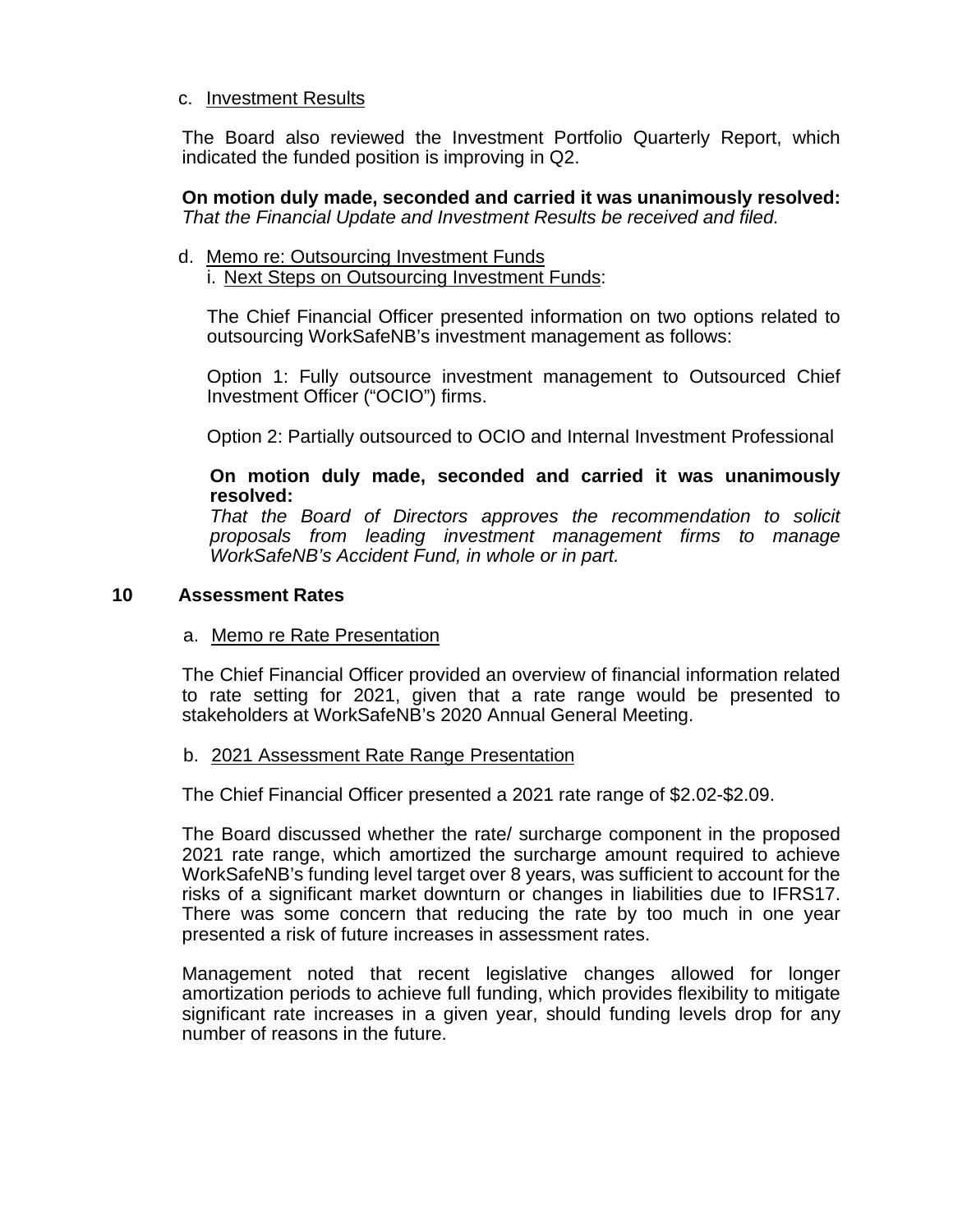c. Investment Results

The Board also reviewed the Investment Portfolio Quarterly Report, which indicated the funded position is improving in Q2.

**On motion duly made, seconded and carried it was unanimously resolved:**
*That the Financial Update and Investment Results be received and filed.*

d. Memo re: Outsourcing Investment Funds

i. Next Steps on Outsourcing Investment Funds:

The Chief Financial Officer presented information on two options related to outsourcing WorkSafeNB's investment management as follows:

Option 1: Fully outsource investment management to Outsourced Chief Investment Officer ("OCIO") firms.

Option 2: Partially outsourced to OCIO and Internal Investment Professional

**On motion duly made, seconded and carried it was unanimously resolved:**
*That the Board of Directors approves the recommendation to solicit proposals from leading investment management firms to manage WorkSafeNB's Accident Fund, in whole or in part.*

## 10 Assessment Rates

a. Memo re Rate Presentation

The Chief Financial Officer provided an overview of financial information related to rate setting for 2021, given that a rate range would be presented to stakeholders at WorkSafeNB's 2020 Annual General Meeting.

b. 2021 Assessment Rate Range Presentation

The Chief Financial Officer presented a 2021 rate range of $2.02-$2.09.

The Board discussed whether the rate/ surcharge component in the proposed 2021 rate range, which amortized the surcharge amount required to achieve WorkSafeNB's funding level target over 8 years, was sufficient to account for the risks of a significant market downturn or changes in liabilities due to IFRS17. There was some concern that reducing the rate by too much in one year presented a risk of future increases in assessment rates.

Management noted that recent legislative changes allowed for longer amortization periods to achieve full funding, which provides flexibility to mitigate significant rate increases in a given year, should funding levels drop for any number of reasons in the future.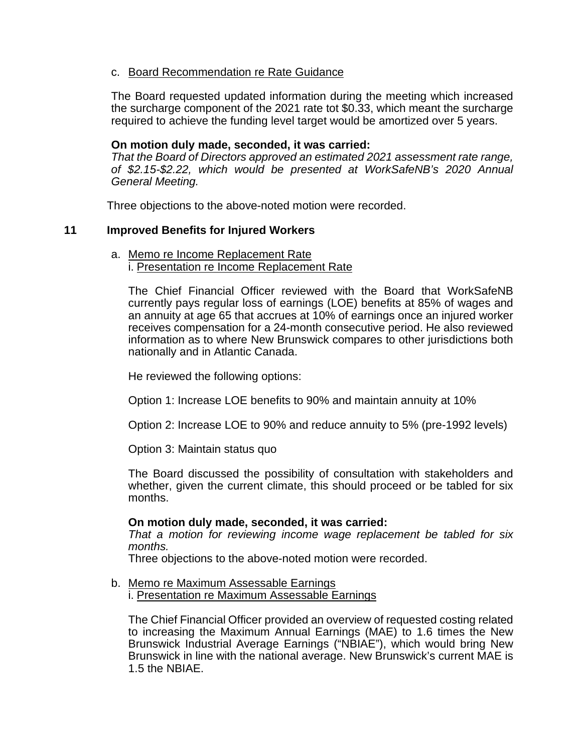c. Board Recommendation re Rate Guidance

The Board requested updated information during the meeting which increased the surcharge component of the 2021 rate tot $0.33, which meant the surcharge required to achieve the funding level target would be amortized over 5 years.

**On motion duly made, seconded, it was carried:**
*That the Board of Directors approved an estimated 2021 assessment rate range, of $2.15-$2.22, which would be presented at WorkSafeNB's 2020 Annual General Meeting.*

Three objections to the above-noted motion were recorded.

## 11 Improved Benefits for Injured Workers

a. Memo re Income Replacement Rate
i. Presentation re Income Replacement Rate

The Chief Financial Officer reviewed with the Board that WorkSafeNB currently pays regular loss of earnings (LOE) benefits at 85% of wages and an annuity at age 65 that accrues at 10% of earnings once an injured worker receives compensation for a 24-month consecutive period. He also reviewed information as to where New Brunswick compares to other jurisdictions both nationally and in Atlantic Canada.

He reviewed the following options:

Option 1: Increase LOE benefits to 90% and maintain annuity at 10%

Option 2: Increase LOE to 90% and reduce annuity to 5% (pre-1992 levels)

Option 3: Maintain status quo

The Board discussed the possibility of consultation with stakeholders and whether, given the current climate, this should proceed or be tabled for six months.

**On motion duly made, seconded, it was carried:**
*That a motion for reviewing income wage replacement be tabled for six months.*
Three objections to the above-noted motion were recorded.

b. Memo re Maximum Assessable Earnings
i. Presentation re Maximum Assessable Earnings

The Chief Financial Officer provided an overview of requested costing related to increasing the Maximum Annual Earnings (MAE) to 1.6 times the New Brunswick Industrial Average Earnings ("NBIAE"), which would bring New Brunswick in line with the national average. New Brunswick's current MAE is 1.5 the NBIAE.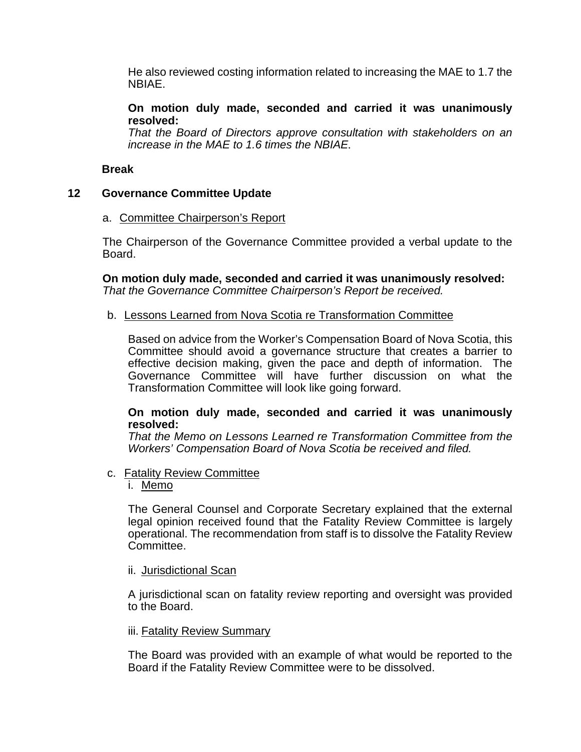He also reviewed costing information related to increasing the MAE to 1.7 the NBIAE.

**On motion duly made, seconded and carried it was unanimously resolved:**
*That the Board of Directors approve consultation with stakeholders on an increase in the MAE to 1.6 times the NBIAE.*

**Break**

## 12 Governance Committee Update

a. Committee Chairperson's Report

The Chairperson of the Governance Committee provided a verbal update to the Board.

**On motion duly made, seconded and carried it was unanimously resolved:**
*That the Governance Committee Chairperson's Report be received.*

b. Lessons Learned from Nova Scotia re Transformation Committee

Based on advice from the Worker's Compensation Board of Nova Scotia, this Committee should avoid a governance structure that creates a barrier to effective decision making, given the pace and depth of information. The Governance Committee will have further discussion on what the Transformation Committee will look like going forward.

**On motion duly made, seconded and carried it was unanimously resolved:**
*That the Memo on Lessons Learned re Transformation Committee from the Workers' Compensation Board of Nova Scotia be received and filed.*

c. Fatality Review Committee

i. Memo

The General Counsel and Corporate Secretary explained that the external legal opinion received found that the Fatality Review Committee is largely operational. The recommendation from staff is to dissolve the Fatality Review Committee.

ii. Jurisdictional Scan

A jurisdictional scan on fatality review reporting and oversight was provided to the Board.

iii. Fatality Review Summary

The Board was provided with an example of what would be reported to the Board if the Fatality Review Committee were to be dissolved.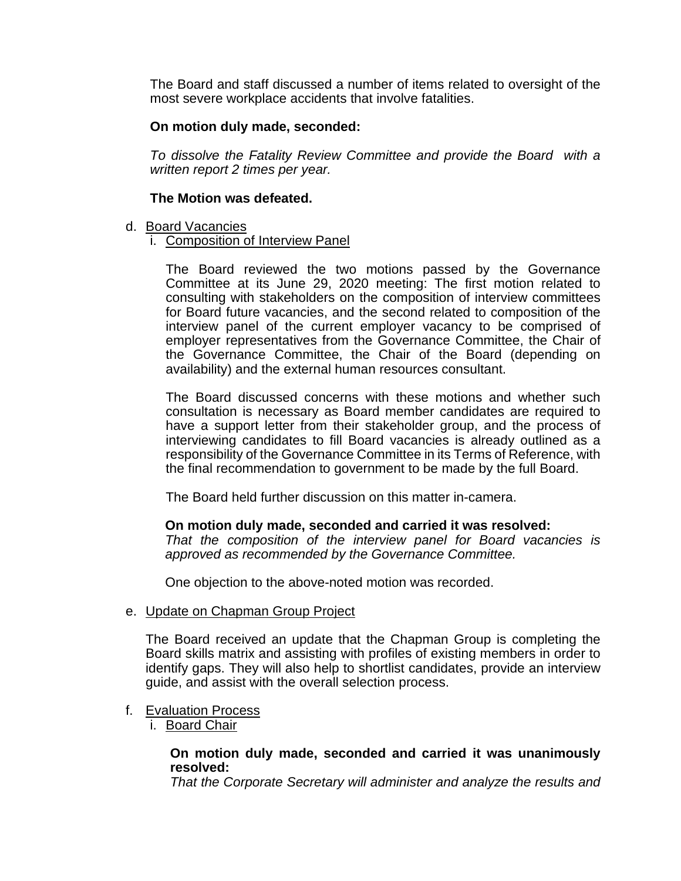The Board and staff discussed a number of items related to oversight of the most severe workplace accidents that involve fatalities.

**On motion duly made, seconded:**

*To dissolve the Fatality Review Committee and provide the Board with a written report 2 times per year.*

**The Motion was defeated.**

d. Board Vacancies

   i. Composition of Interview Panel

   The Board reviewed the two motions passed by the Governance Committee at its June 29, 2020 meeting: The first motion related to consulting with stakeholders on the composition of interview committees for Board future vacancies, and the second related to composition of the interview panel of the current employer vacancy to be comprised of employer representatives from the Governance Committee, the Chair of the Governance Committee, the Chair of the Board (depending on availability) and the external human resources consultant.

   The Board discussed concerns with these motions and whether such consultation is necessary as Board member candidates are required to have a support letter from their stakeholder group, and the process of interviewing candidates to fill Board vacancies is already outlined as a responsibility of the Governance Committee in its Terms of Reference, with the final recommendation to government to be made by the full Board.

   The Board held further discussion on this matter in-camera.

   **On motion duly made, seconded and carried it was resolved:**
   *That the composition of the interview panel for Board vacancies is approved as recommended by the Governance Committee.*

   One objection to the above-noted motion was recorded.

e. Update on Chapman Group Project

   The Board received an update that the Chapman Group is completing the Board skills matrix and assisting with profiles of existing members in order to identify gaps. They will also help to shortlist candidates, provide an interview guide, and assist with the overall selection process.

f. Evaluation Process

   i. Board Chair

   **On motion duly made, seconded and carried it was unanimously resolved:**
   *That the Corporate Secretary will administer and analyze the results and*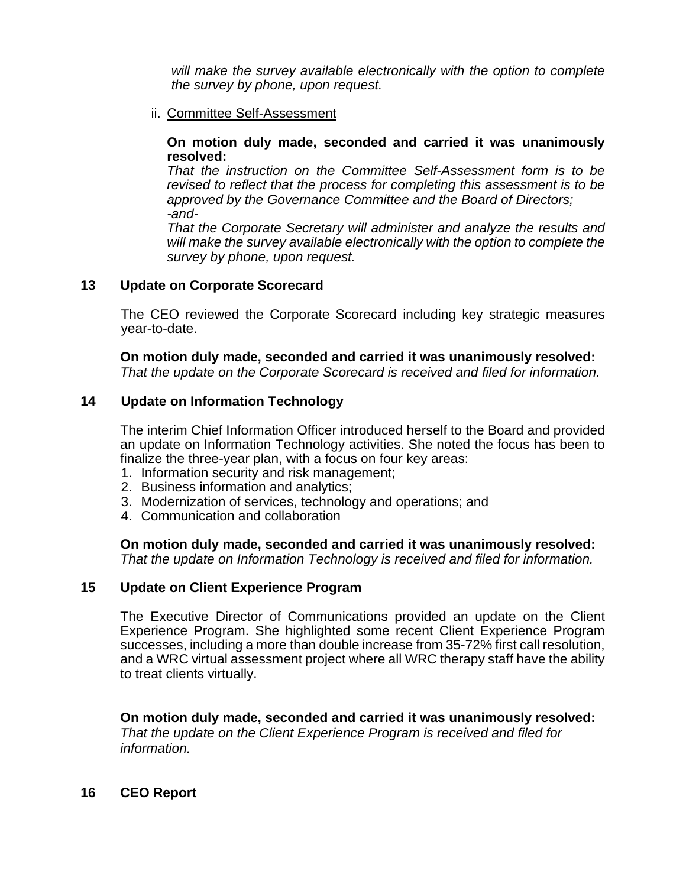*will make the survey available electronically with the option to complete the survey by phone, upon request.*

ii. Committee Self-Assessment

**On motion duly made, seconded and carried it was unanimously resolved:**
*That the instruction on the Committee Self-Assessment form is to be revised to reflect that the process for completing this assessment is to be approved by the Governance Committee and the Board of Directors;*
*-and-*
*That the Corporate Secretary will administer and analyze the results and will make the survey available electronically with the option to complete the survey by phone, upon request.*

## 13 Update on Corporate Scorecard

The CEO reviewed the Corporate Scorecard including key strategic measures year-to-date.

**On motion duly made, seconded and carried it was unanimously resolved:**
*That the update on the Corporate Scorecard is received and filed for information.*

## 14 Update on Information Technology

The interim Chief Information Officer introduced herself to the Board and provided an update on Information Technology activities. She noted the focus has been to finalize the three-year plan, with a focus on four key areas:

1. Information security and risk management;
2. Business information and analytics;
3. Modernization of services, technology and operations; and
4. Communication and collaboration

**On motion duly made, seconded and carried it was unanimously resolved:**
*That the update on Information Technology is received and filed for information.*

## 15 Update on Client Experience Program

The Executive Director of Communications provided an update on the Client Experience Program. She highlighted some recent Client Experience Program successes, including a more than double increase from 35-72% first call resolution, and a WRC virtual assessment project where all WRC therapy staff have the ability to treat clients virtually.

**On motion duly made, seconded and carried it was unanimously resolved:**
*That the update on the Client Experience Program is received and filed for information.*

## 16 CEO Report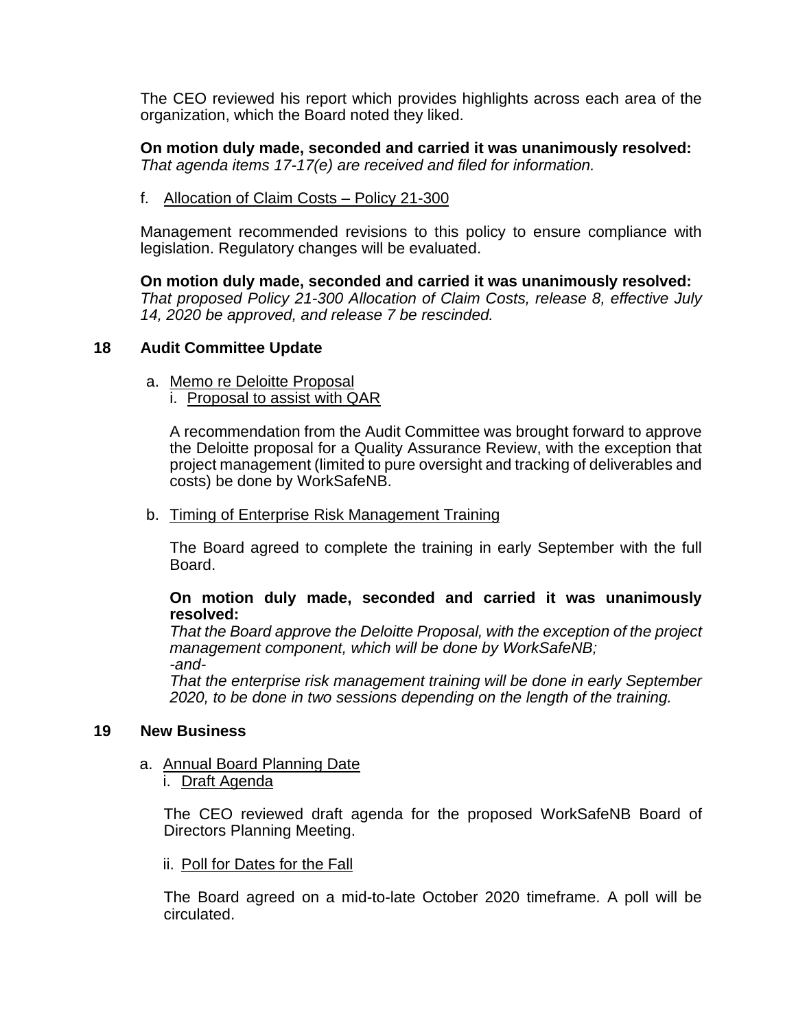The CEO reviewed his report which provides highlights across each area of the organization, which the Board noted they liked.

**On motion duly made, seconded and carried it was unanimously resolved:**
*That agenda items 17-17(e) are received and filed for information.*

f. Allocation of Claim Costs – Policy 21-300

Management recommended revisions to this policy to ensure compliance with legislation. Regulatory changes will be evaluated.

**On motion duly made, seconded and carried it was unanimously resolved:**
*That proposed Policy 21-300 Allocation of Claim Costs, release 8, effective July 14, 2020 be approved, and release 7 be rescinded.*

## 18 Audit Committee Update

a. Memo re Deloitte Proposal
   i. Proposal to assist with QAR

   A recommendation from the Audit Committee was brought forward to approve the Deloitte proposal for a Quality Assurance Review, with the exception that project management (limited to pure oversight and tracking of deliverables and costs) be done by WorkSafeNB.

b. Timing of Enterprise Risk Management Training

   The Board agreed to complete the training in early September with the full Board.

   **On motion duly made, seconded and carried it was unanimously resolved:**
   *That the Board approve the Deloitte Proposal, with the exception of the project management component, which will be done by WorkSafeNB;*
   *-and-*
   *That the enterprise risk management training will be done in early September 2020, to be done in two sessions depending on the length of the training.*

## 19 New Business

a. Annual Board Planning Date
   i. Draft Agenda

   The CEO reviewed draft agenda for the proposed WorkSafeNB Board of Directors Planning Meeting.

   ii. Poll for Dates for the Fall

   The Board agreed on a mid-to-late October 2020 timeframe. A poll will be circulated.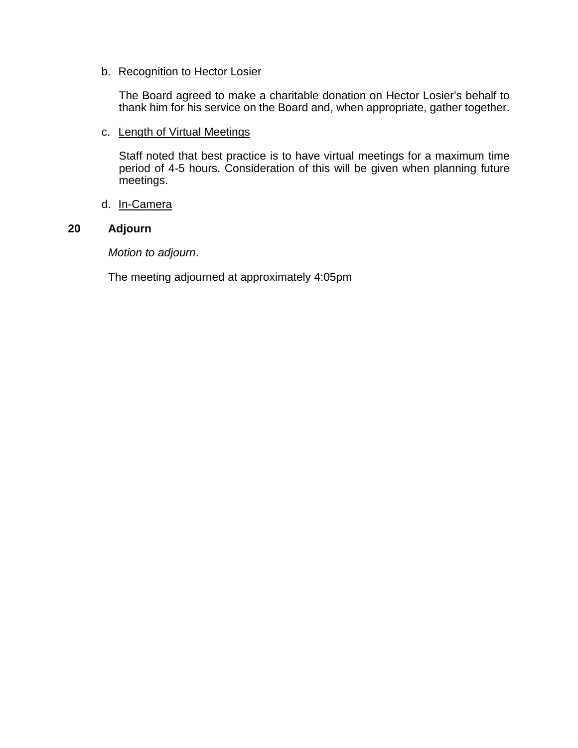b. <u>Recognition to Hector Losier</u>

The Board agreed to make a charitable donation on Hector Losier's behalf to thank him for his service on the Board and, when appropriate, gather together.

c. <u>Length of Virtual Meetings</u>

Staff noted that best practice is to have virtual meetings for a maximum time period of 4-5 hours. Consideration of this will be given when planning future meetings.

d. <u>In-Camera</u>

**20 Adjourn**

*Motion to adjourn*.

The meeting adjourned at approximately 4:05pm